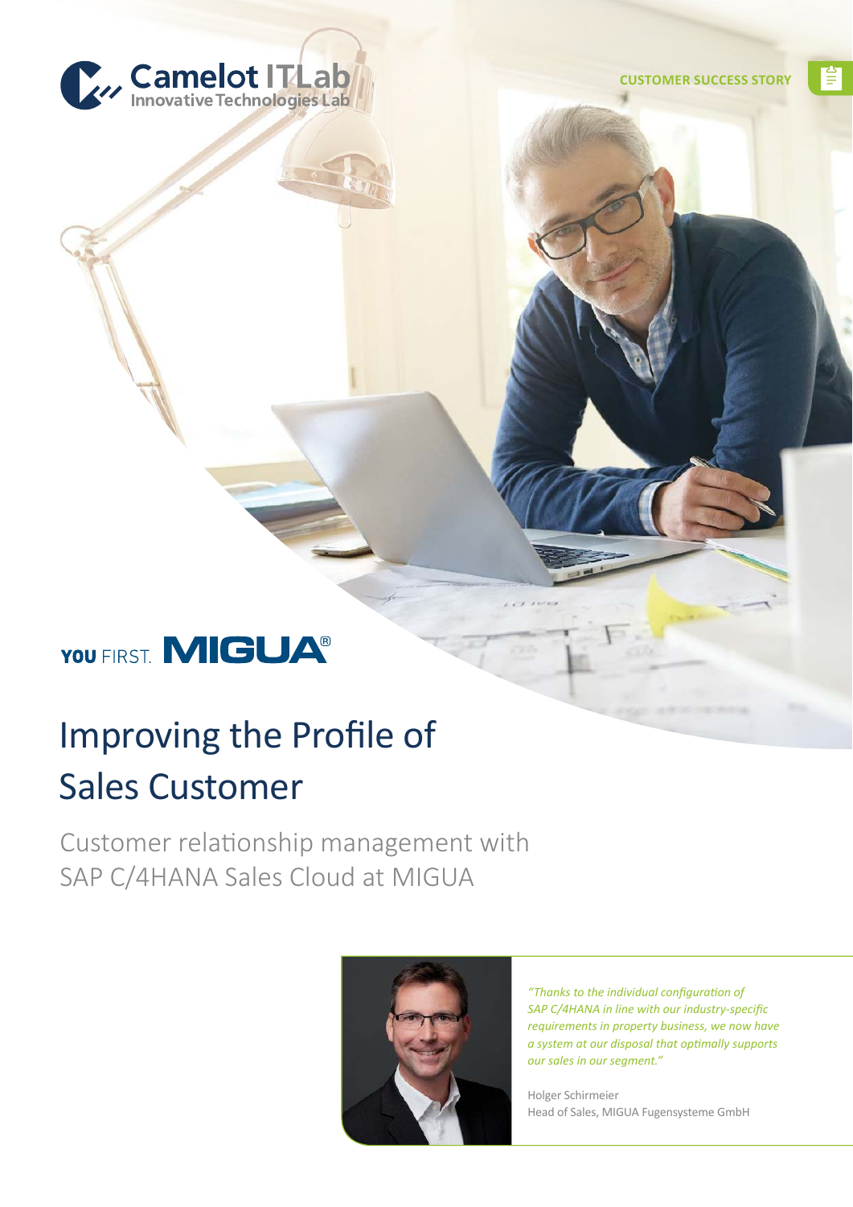Camelot ITLab
Innovative Technologies Lab

CUSTOMER SUCCESS STORY

YOU FIRST. MIGUA®

# Improving the Profile of Sales Customer

## Customer relationship management with SAP C/4HANA Sales Cloud at MIGUA

*"Thanks to the individual configuration of SAP C/4HANA in line with our industry-specific requirements in property business, we now have a system at our disposal that optimally supports our sales in our segment."*

Holger Schirmeier
Head of Sales, MIGUA Fugensysteme GmbH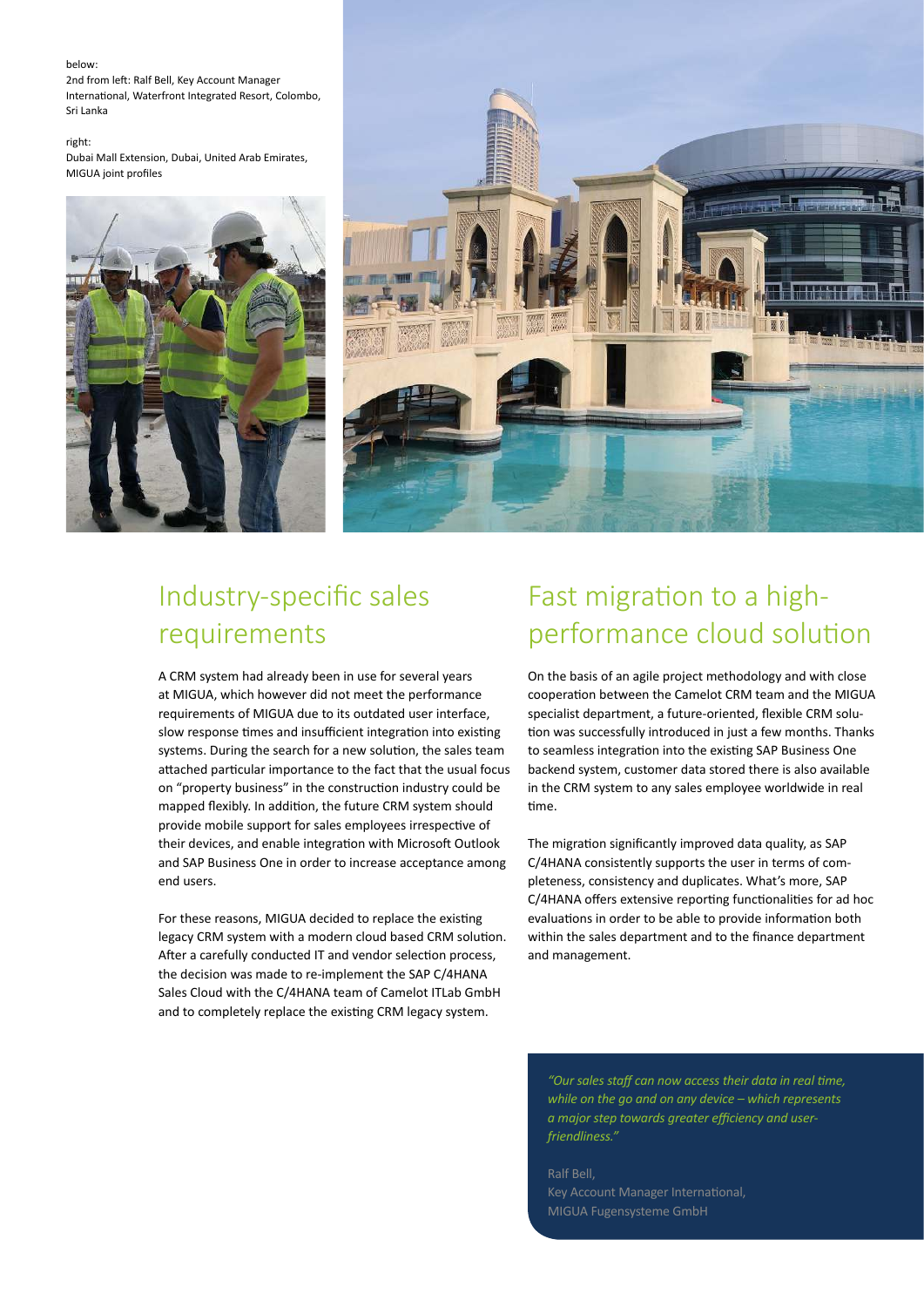below:
2nd from left: Ralf Bell, Key Account Manager International, Waterfront Integrated Resort, Colombo, Sri Lanka

right:
Dubai Mall Extension, Dubai, United Arab Emirates, MIGUA joint profiles

## Industry-specific sales requirements

A CRM system had already been in use for several years at MIGUA, which however did not meet the performance requirements of MIGUA due to its outdated user interface, slow response times and insufficient integration into existing systems. During the search for a new solution, the sales team attached particular importance to the fact that the usual focus on "property business" in the construction industry could be mapped flexibly. In addition, the future CRM system should provide mobile support for sales employees irrespective of their devices, and enable integration with Microsoft Outlook and SAP Business One in order to increase acceptance among end users.

For these reasons, MIGUA decided to replace the existing legacy CRM system with a modern cloud based CRM solution. After a carefully conducted IT and vendor selection process, the decision was made to re-implement the SAP C/4HANA Sales Cloud with the C/4HANA team of Camelot ITLab GmbH and to completely replace the existing CRM legacy system.

## Fast migration to a high-performance cloud solution

On the basis of an agile project methodology and with close cooperation between the Camelot CRM team and the MIGUA specialist department, a future-oriented, flexible CRM solution was successfully introduced in just a few months. Thanks to seamless integration into the existing SAP Business One backend system, customer data stored there is also available in the CRM system to any sales employee worldwide in real time.

The migration significantly improved data quality, as SAP C/4HANA consistently supports the user in terms of completeness, consistency and duplicates. What's more, SAP C/4HANA offers extensive reporting functionalities for ad hoc evaluations in order to be able to provide information both within the sales department and to the finance department and management.

*"Our sales staff can now access their data in real time, while on the go and on any device – which represents a major step towards greater efficiency and user-friendliness."*

Ralf Bell,
Key Account Manager International,
MIGUA Fugensysteme GmbH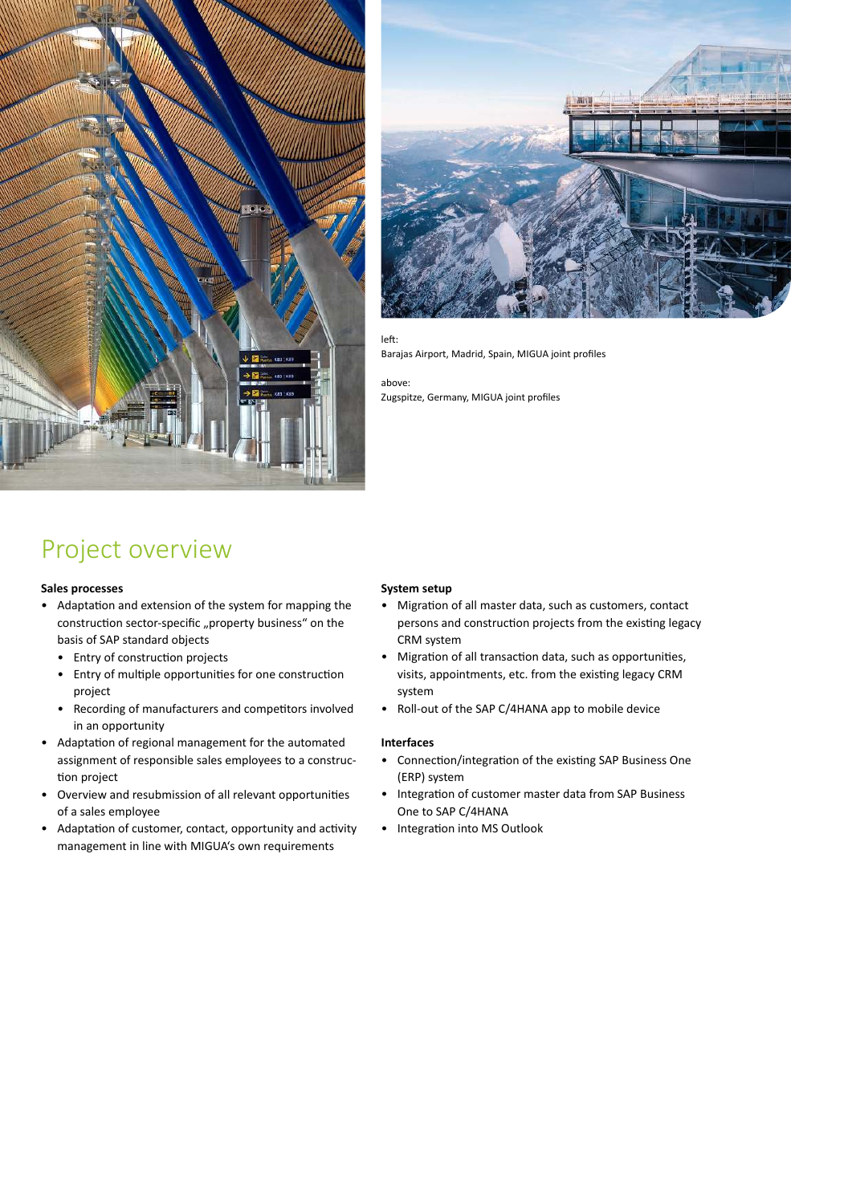left:
Barajas Airport, Madrid, Spain, MIGUA joint profiles

above:
Zugspitze, Germany, MIGUA joint profiles

# Project overview

**Sales processes**

- Adaptation and extension of the system for mapping the construction sector-specific „property business“ on the basis of SAP standard objects
  - Entry of construction projects
  - Entry of multiple opportunities for one construction project
  - Recording of manufacturers and competitors involved in an opportunity
- Adaptation of regional management for the automated assignment of responsible sales employees to a construction project
- Overview and resubmission of all relevant opportunities of a sales employee
- Adaptation of customer, contact, opportunity and activity management in line with MIGUA's own requirements

**System setup**

- Migration of all master data, such as customers, contact persons and construction projects from the existing legacy CRM system
- Migration of all transaction data, such as opportunities, visits, appointments, etc. from the existing legacy CRM system
- Roll-out of the SAP C/4HANA app to mobile device

**Interfaces**

- Connection/integration of the existing SAP Business One (ERP) system
- Integration of customer master data from SAP Business One to SAP C/4HANA
- Integration into MS Outlook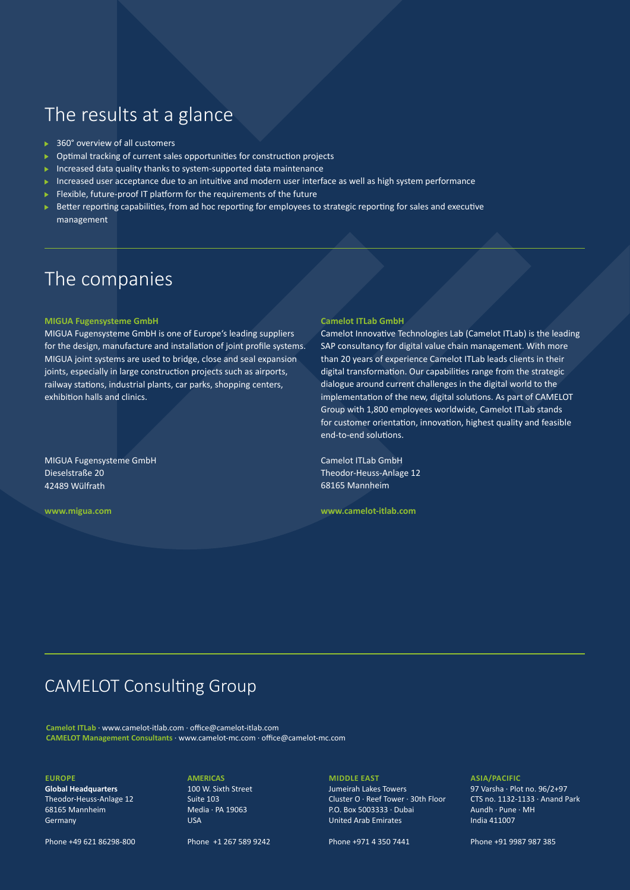## The results at a glance

- 360° overview of all customers
- Optimal tracking of current sales opportunities for construction projects
- Increased data quality thanks to system-supported data maintenance
- Increased user acceptance due to an intuitive and modern user interface as well as high system performance
- Flexible, future-proof IT platform for the requirements of the future
- Better reporting capabilities, from ad hoc reporting for employees to strategic reporting for sales and executive management

## The companies

**MIGUA Fugensysteme GmbH**

MIGUA Fugensysteme GmbH is one of Europe's leading suppliers for the design, manufacture and installation of joint profile systems. MIGUA joint systems are used to bridge, close and seal expansion joints, especially in large construction projects such as airports, railway stations, industrial plants, car parks, shopping centers, exhibition halls and clinics.

MIGUA Fugensysteme GmbH
Dieselstraße 20
42489 Wülfrath

**www.migua.com**

**Camelot ITLab GmbH**

Camelot Innovative Technologies Lab (Camelot ITLab) is the leading SAP consultancy for digital value chain management. With more than 20 years of experience Camelot ITLab leads clients in their digital transformation. Our capabilities range from the strategic dialogue around current challenges in the digital world to the implementation of the new, digital solutions. As part of CAMELOT Group with 1,800 employees worldwide, Camelot ITLab stands for customer orientation, innovation, highest quality and feasible end-to-end solutions.

Camelot ITLab GmbH
Theodor-Heuss-Anlage 12
68165 Mannheim

**www.camelot-itlab.com**

## CAMELOT Consulting Group

**Camelot ITLab** · www.camelot-itlab.com · office@camelot-itlab.com
**CAMELOT Management Consultants** · www.camelot-mc.com · office@camelot-mc.com

**EUROPE**
**Global Headquarters**
Theodor-Heuss-Anlage 12
68165 Mannheim
Germany

Phone +49 621 86298-800

**AMERICAS**
100 W. Sixth Street
Suite 103
Media · PA 19063
USA

Phone +1 267 589 9242

**MIDDLE EAST**
Jumeirah Lakes Towers
Cluster O · Reef Tower · 30th Floor
P.O. Box 5003333 · Dubai
United Arab Emirates

Phone +971 4 350 7441

**ASIA/PACIFIC**
97 Varsha · Plot no. 96/2+97
CTS no. 1132-1133 · Anand Park
Aundh · Pune · MH
India 411007

Phone +91 9987 987 385